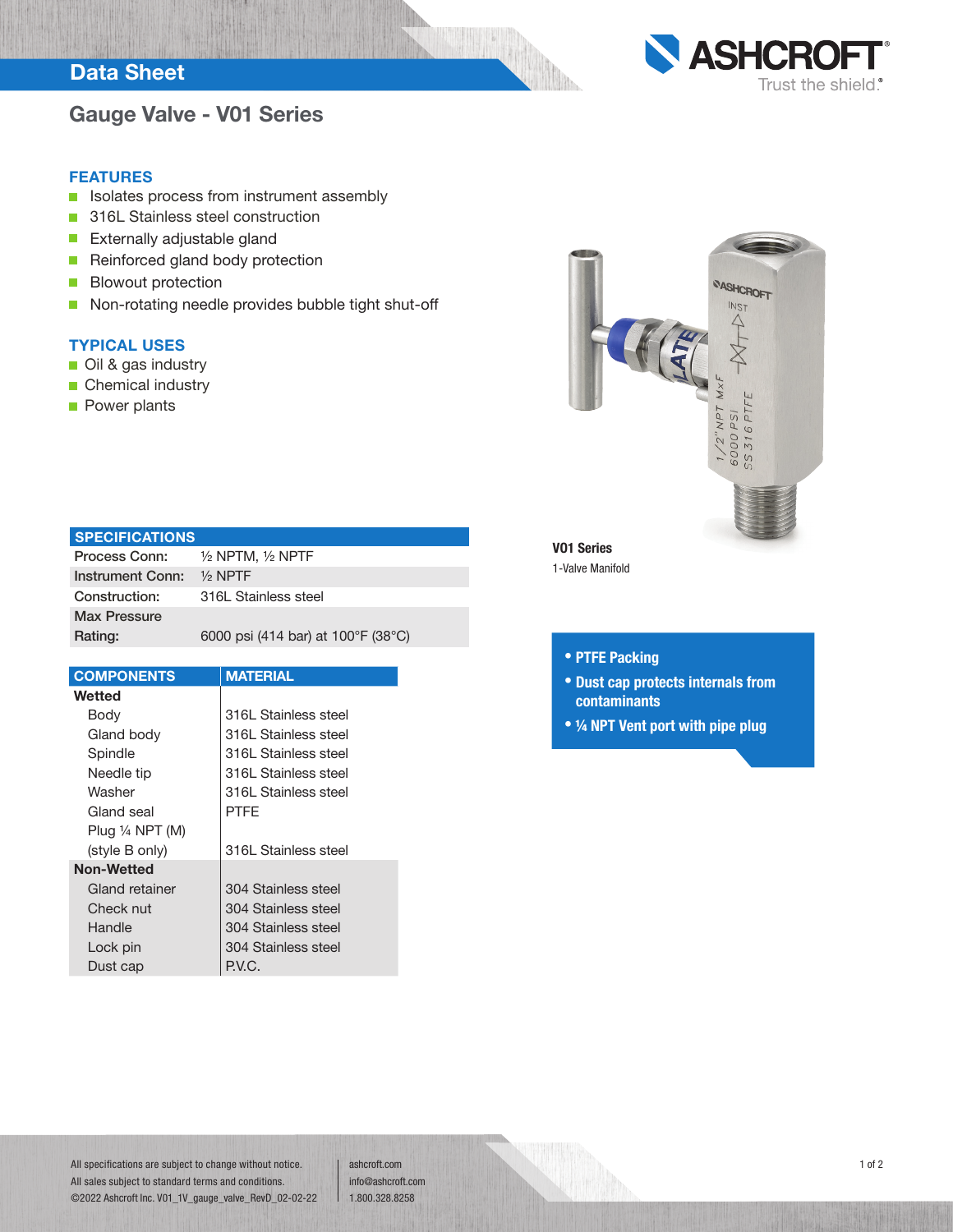# Data Sheet

## Gauge Valve - V01 Series

### FEATURES

- Isolates process from instrument assembly
- 316L Stainless steel construction
- Externally adjustable gland
- Reinforced gland body protection
- Blowout protection
- Non-rotating needle provides bubble tight shut-off

### TYPICAL USES

- Oil & gas industry
- Chemical industry
- Power plants

**V01 Series**

1-Valve Manifold

- **PTFE Packing**
- **Dust cap protects internals from contaminants**
- **¼ NPT Vent port with pipe plug**

| SPECIFICATIONS | |
|---|---|
| Process Conn: | ½ NPTM, ½ NPTF |
| Instrument Conn: | ½ NPTF |
| Construction: | 316L Stainless steel |
| Max Pressure Rating: | 6000 psi (414 bar) at 100°F (38°C) |

| COMPONENTS | MATERIAL |
|---|---|
| **Wetted** | |
| Body | 316L Stainless steel |
| Gland body | 316L Stainless steel |
| Spindle | 316L Stainless steel |
| Needle tip | 316L Stainless steel |
| Washer | 316L Stainless steel |
| Gland seal | PTFE |
| Plug ¼ NPT (M) (style B only) | 316L Stainless steel |
| **Non-Wetted** | |
| Gland retainer | 304 Stainless steel |
| Check nut | 304 Stainless steel |
| Handle | 304 Stainless steel |
| Lock pin | 304 Stainless steel |
| Dust cap | P.V.C. |

All specifications are subject to change without notice.
All sales subject to standard terms and conditions.
©2022 Ashcroft Inc. V01_1V_gauge_valve_RevD_02-02-22

ashcroft.com
info@ashcroft.com
1.800.328.8258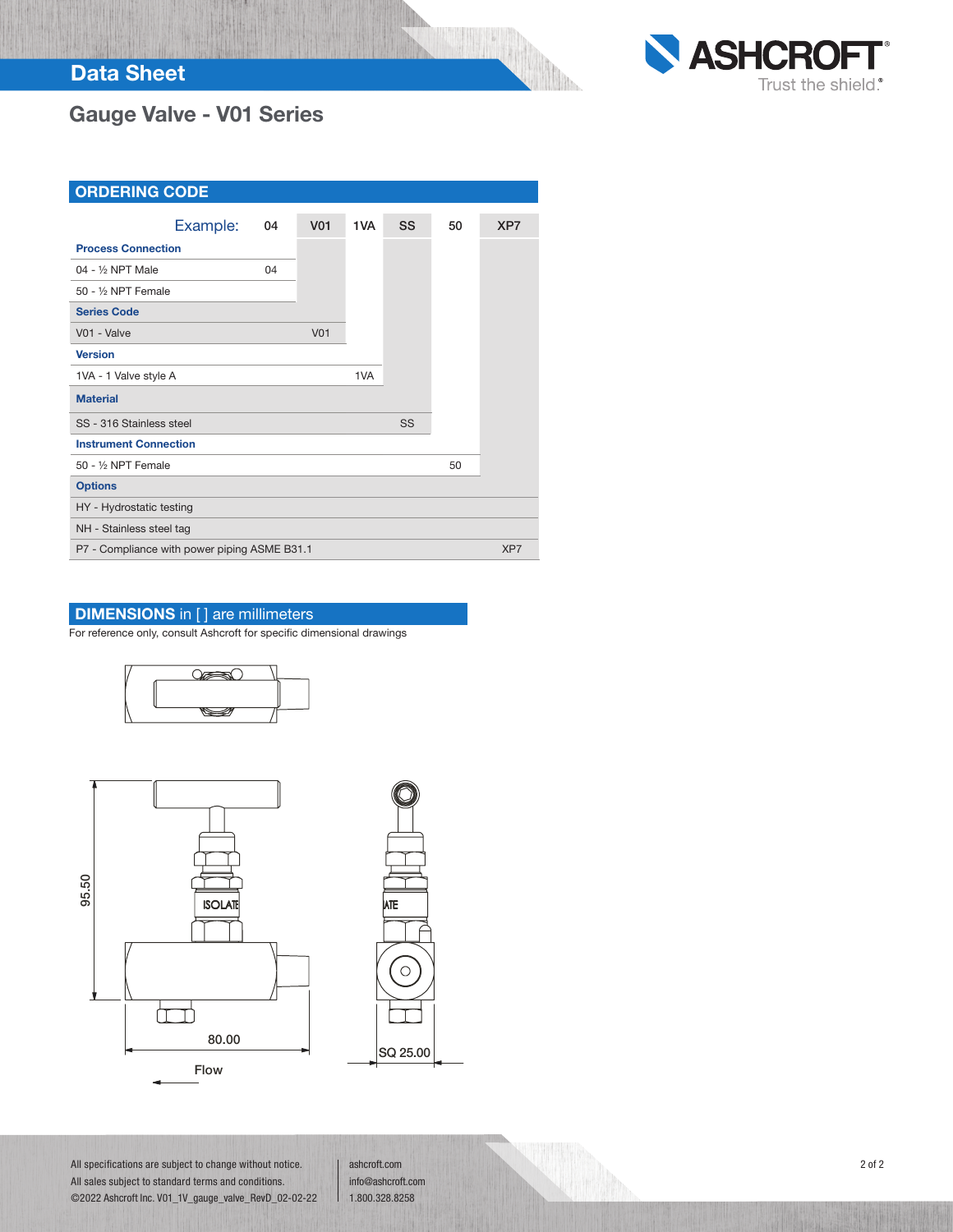## Gauge Valve - V01 Series

## ORDERING CODE

| Example: | 04 | V01 | 1VA | SS | 50 | XP7 |
|---|---|---|---|---|---|---|
| **Process Connection** | | | | | | |
| 04 - ½ NPT Male | 04 | | | | | |
| 50 - ½ NPT Female | | | | | | |
| **Series Code** | | | | | | |
| V01 - Valve | | V01 | | | | |
| **Version** | | | | | | |
| 1VA - 1 Valve style A | | | 1VA | | | |
| **Material** | | | | | | |
| SS - 316 Stainless steel | | | | SS | | |
| **Instrument Connection** | | | | | | |
| 50 - ½ NPT Female | | | | | 50 | |
| **Options** | | | | | | |
| HY - Hydrostatic testing | | | | | | |
| NH - Stainless steel tag | | | | | | |
| P7 - Compliance with power piping ASME B31.1 | | | | | | XP7 |

## DIMENSIONS in [ ] are millimeters

For reference only, consult Ashcroft for specific dimensional drawings

95.50

ISOLATE

ATE

80.00

SQ 25.00

Flow

All specifications are subject to change without notice.
All sales subject to standard terms and conditions.
©2022 Ashcroft Inc. V01_1V_gauge_valve_RevD_02-02-22

ashcroft.com
info@ashcroft.com
1.800.328.8258